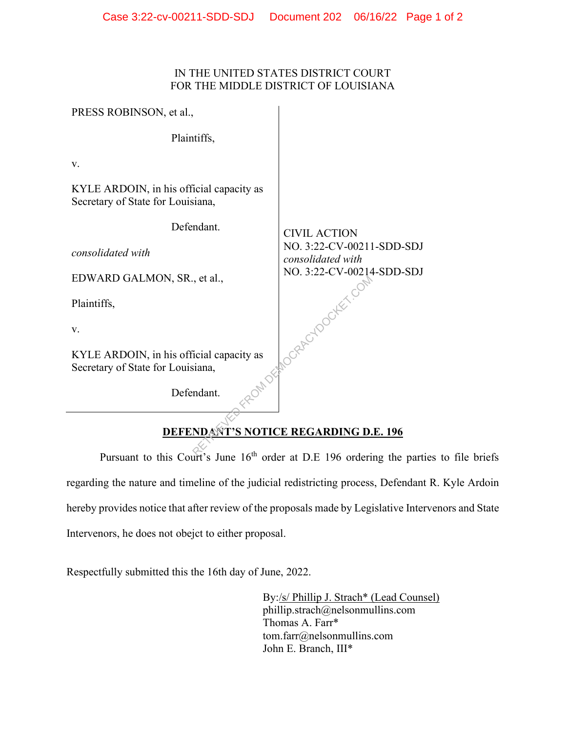IN THE UNITED STATES DISTRICT COURT
FOR THE MIDDLE DISTRICT OF LOUISIANA

| | |
|---|---|
| PRESS ROBINSON, et al.,<br><br>Plaintiffs,<br><br>v.<br><br>KYLE ARDOIN, in his official capacity as Secretary of State for Louisiana,<br><br>Defendant.<br><br>*consolidated with*<br><br>EDWARD GALMON, SR., et al.,<br><br>Plaintiffs,<br><br>v.<br><br>KYLE ARDOIN, in his official capacity as Secretary of State for Louisiana,<br><br>Defendant. | CIVIL ACTION<br>NO. 3:22-CV-00211-SDD-SDJ<br>*consolidated with*<br>NO. 3:22-CV-00214-SDD-SDJ |

**DEFENDANT'S NOTICE REGARDING D.E. 196**

Pursuant to this Court's June 16th order at D.E 196 ordering the parties to file briefs regarding the nature and timeline of the judicial redistricting process, Defendant R. Kyle Ardoin hereby provides notice that after review of the proposals made by Legislative Intervenors and State Intervenors, he does not obejct to either proposal.

Respectfully submitted this the 16th day of June, 2022.

By:/s/ Phillip J. Strach* (Lead Counsel)
phillip.strach@nelsonmullins.com
Thomas A. Farr*
tom.farr@nelsonmullins.com
John E. Branch, III*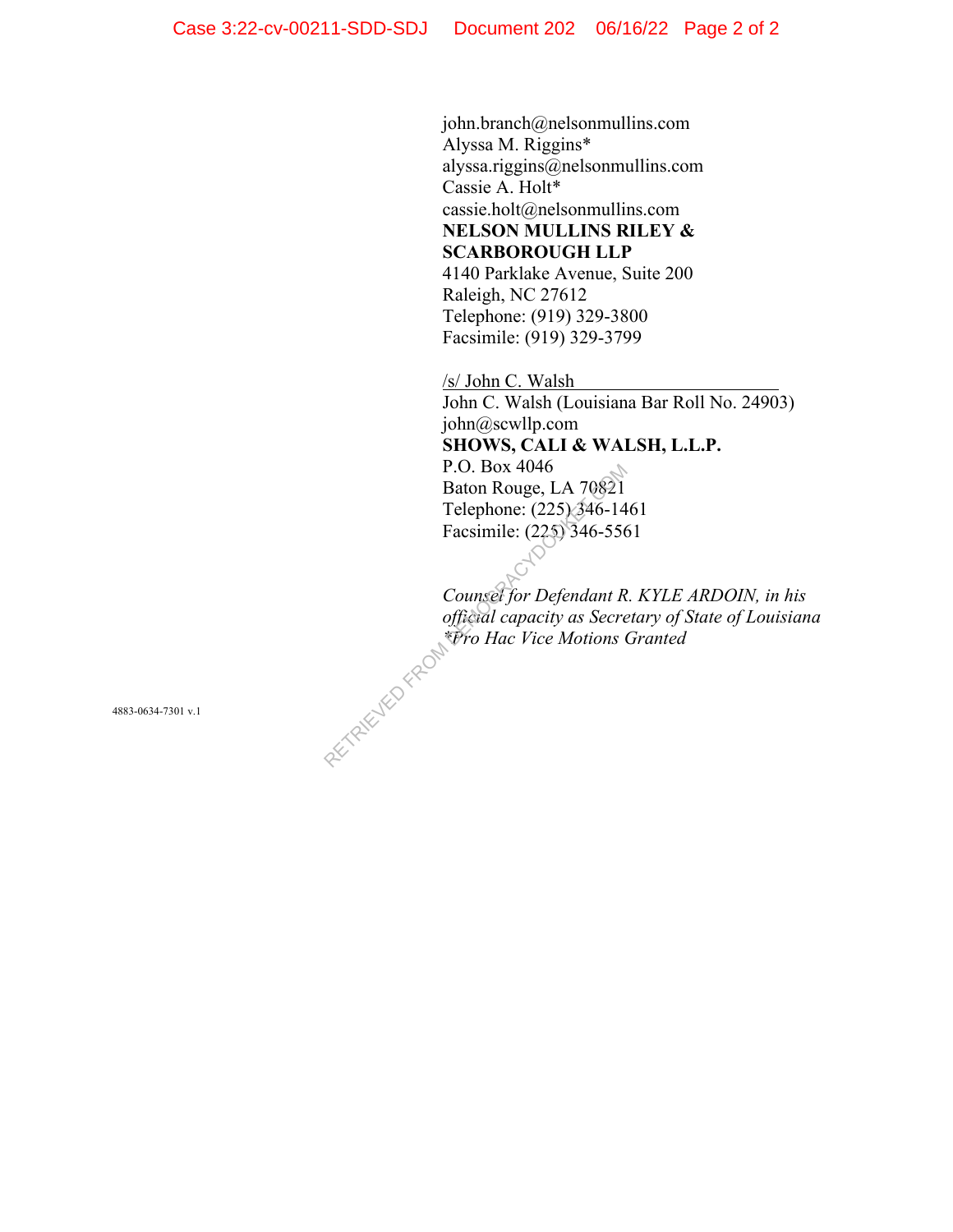john.branch@nelsonmullins.com
Alyssa M. Riggins*
alyssa.riggins@nelsonmullins.com
Cassie A. Holt*
cassie.holt@nelsonmullins.com
**NELSON MULLINS RILEY & SCARBOROUGH LLP**
4140 Parklake Avenue, Suite 200
Raleigh, NC 27612
Telephone: (919) 329-3800
Facsimile: (919) 329-3799

/s/ John C. Walsh
John C. Walsh (Louisiana Bar Roll No. 24903)
john@scwllp.com
**SHOWS, CALI & WALSH, L.L.P.**
P.O. Box 4046
Baton Rouge, LA 70821
Telephone: (225) 346-1461
Facsimile: (225) 346-5561

*Counsel for Defendant R. KYLE ARDOIN, in his official capacity as Secretary of State of Louisiana*
**Pro Hac Vice Motions Granted*

4883-0634-7301 v.1